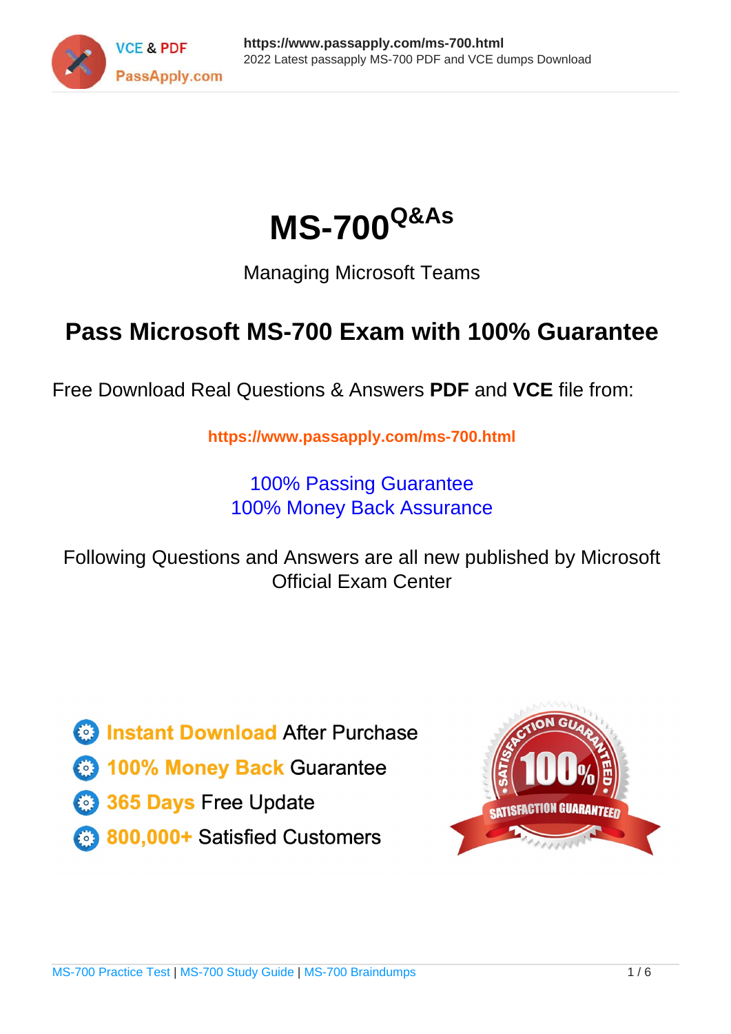# MS-700[Q&As]

Managing Microsoft Teams

## Pass Microsoft MS-700 Exam with 100% Guarantee

Free Download Real Questions & Answers **PDF** and **VCE** file from:

**https://www.passapply.com/ms-700.html**

100% Passing Guarantee
100% Money Back Assurance

Following Questions and Answers are all new published by Microsoft Official Exam Center

- **Instant Download** After Purchase
- **100% Money Back** Guarantee
- **365 Days** Free Update
- **800,000+** Satisfied Customers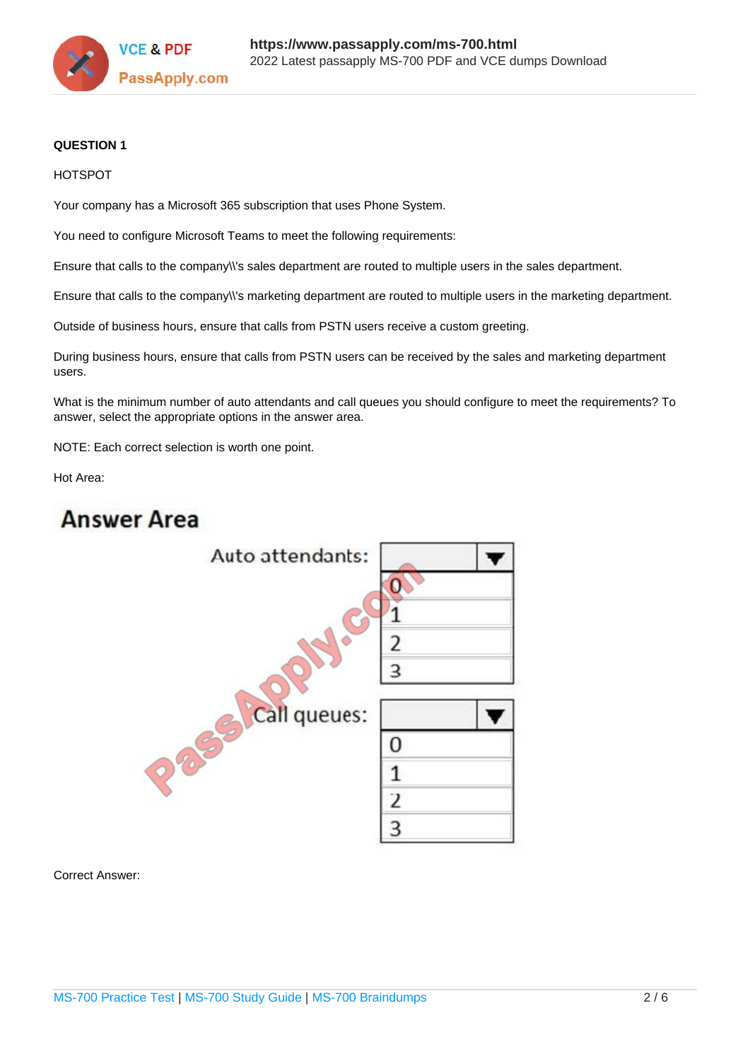**QUESTION 1**

HOTSPOT

Your company has a Microsoft 365 subscription that uses Phone System.

You need to configure Microsoft Teams to meet the following requirements:

Ensure that calls to the company\\'s sales department are routed to multiple users in the sales department.

Ensure that calls to the company\\'s marketing department are routed to multiple users in the marketing department.

Outside of business hours, ensure that calls from PSTN users receive a custom greeting.

During business hours, ensure that calls from PSTN users can be received by the sales and marketing department users.

What is the minimum number of auto attendants and call queues you should configure to meet the requirements? To answer, select the appropriate options in the answer area.

NOTE: Each correct selection is worth one point.

Hot Area:

## Answer Area

Auto attendants:
- 0
- 1
- 2
- 3

Call queues:
- 0
- 1
- 2
- 3

Correct Answer: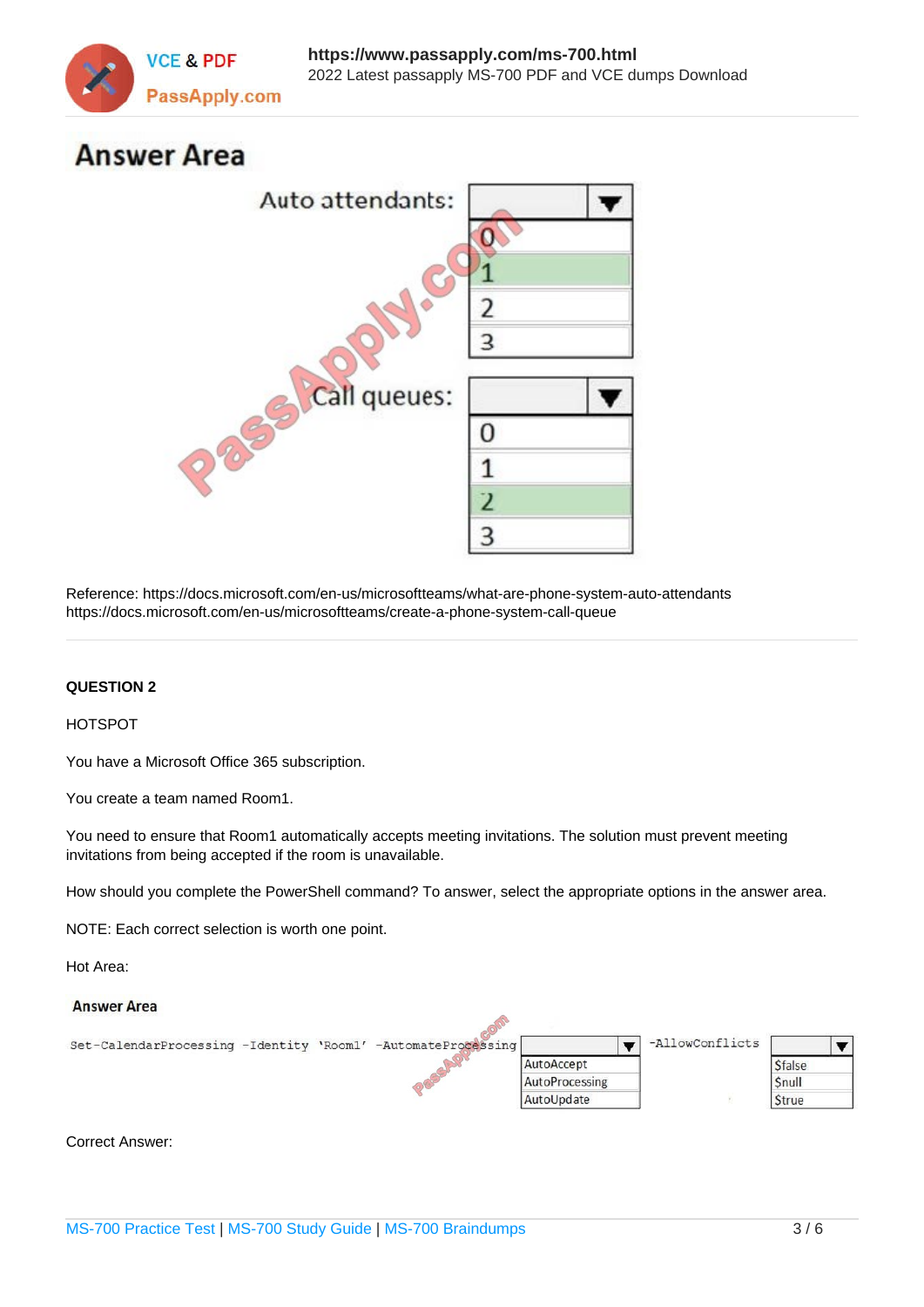## Answer Area

Auto attendants:

- 0
- 1
- 2
- 3

Call queues:

- 0
- 1
- 2
- 3

Reference: https://docs.microsoft.com/en-us/microsoftteams/what-are-phone-system-auto-attendants
https://docs.microsoft.com/en-us/microsoftteams/create-a-phone-system-call-queue

**QUESTION 2**

HOTSPOT

You have a Microsoft Office 365 subscription.

You create a team named Room1.

You need to ensure that Room1 automatically accepts meeting invitations. The solution must prevent meeting invitations from being accepted if the room is unavailable.

How should you complete the PowerShell command? To answer, select the appropriate options in the answer area.

NOTE: Each correct selection is worth one point.

Hot Area:

**Answer Area**

```
Set-CalendarProcessing -Identity 'Room1' -AutomateProcessing [AutoAccept | AutoProcessing | AutoUpdate] -AllowConflicts [$false | $null | $true]
```

Correct Answer: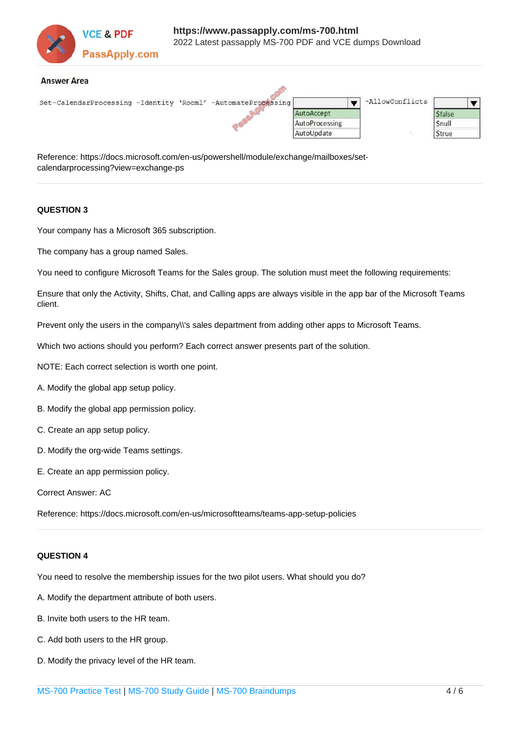**Answer Area**

```
Set-CalendarProcessing -Identity 'Room1' -AutomateProcessing [AutoAccept | AutoProcessing | AutoUpdate] -AllowConflicts [$false | $null | $true]
```

| -AutomateProcessing | -AllowConflicts |
|---|---|
| AutoAccept | $false |
| AutoProcessing | $null |
| AutoUpdate | $true |

Reference: https://docs.microsoft.com/en-us/powershell/module/exchange/mailboxes/set-calendarprocessing?view=exchange-ps

---

**QUESTION 3**

Your company has a Microsoft 365 subscription.

The company has a group named Sales.

You need to configure Microsoft Teams for the Sales group. The solution must meet the following requirements:

Ensure that only the Activity, Shifts, Chat, and Calling apps are always visible in the app bar of the Microsoft Teams client.

Prevent only the users in the company\\'s sales department from adding other apps to Microsoft Teams.

Which two actions should you perform? Each correct answer presents part of the solution.

NOTE: Each correct selection is worth one point.

A. Modify the global app setup policy.

B. Modify the global app permission policy.

C. Create an app setup policy.

D. Modify the org-wide Teams settings.

E. Create an app permission policy.

Correct Answer: AC

Reference: https://docs.microsoft.com/en-us/microsoftteams/teams-app-setup-policies

---

**QUESTION 4**

You need to resolve the membership issues for the two pilot users. What should you do?

A. Modify the department attribute of both users.

B. Invite both users to the HR team.

C. Add both users to the HR group.

D. Modify the privacy level of the HR team.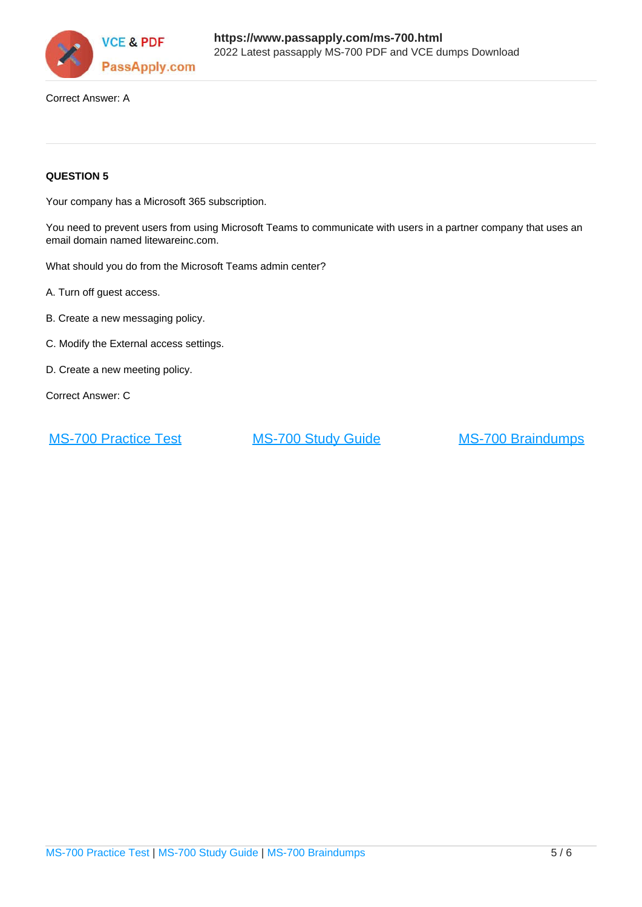Correct Answer: A

**QUESTION 5**

Your company has a Microsoft 365 subscription.

You need to prevent users from using Microsoft Teams to communicate with users in a partner company that uses an email domain named litewareinc.com.

What should you do from the Microsoft Teams admin center?

A. Turn off guest access.

B. Create a new messaging policy.

C. Modify the External access settings.

D. Create a new meeting policy.

Correct Answer: C

MS-700 Practice Test    MS-700 Study Guide    MS-700 Braindumps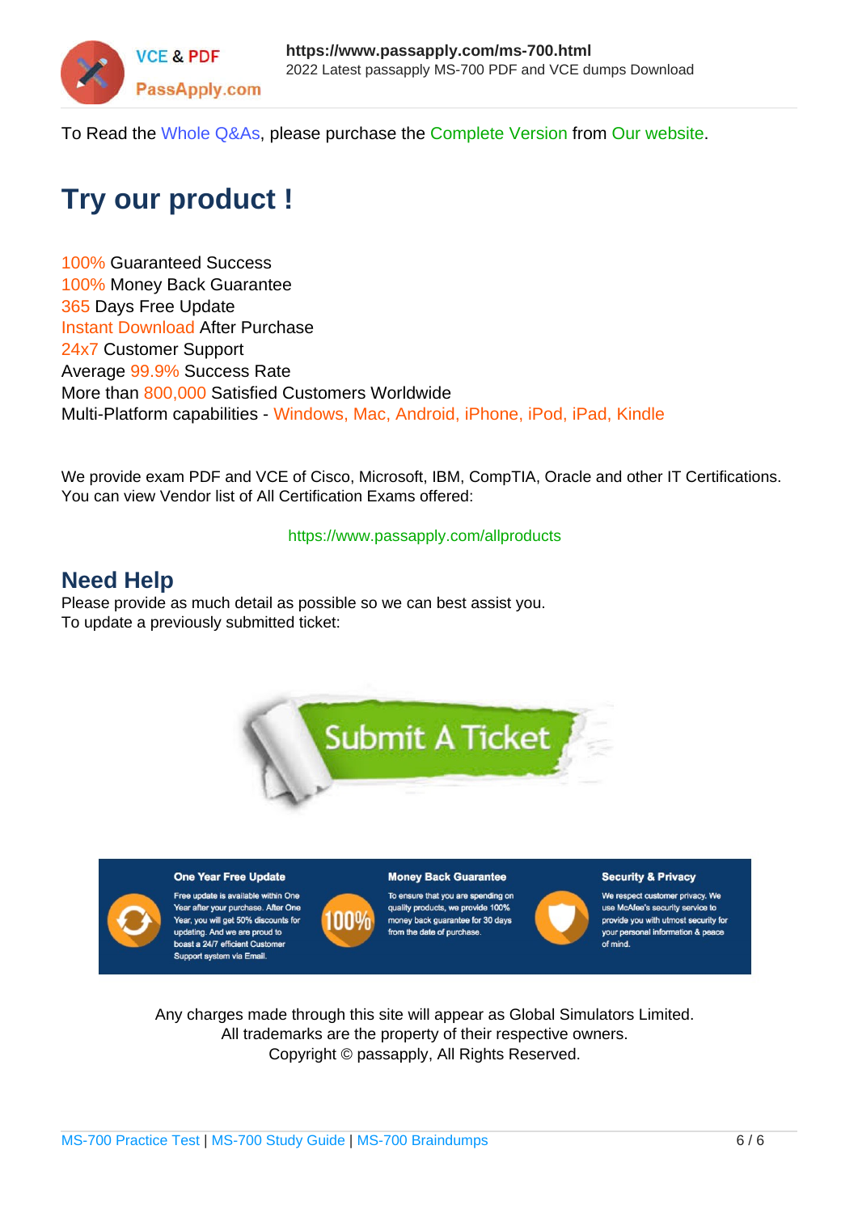To Read the Whole Q&As, please purchase the Complete Version from Our website.

# Try our product !

100% Guaranteed Success
100% Money Back Guarantee
365 Days Free Update
Instant Download After Purchase
24x7 Customer Support
Average 99.9% Success Rate
More than 800,000 Satisfied Customers Worldwide
Multi-Platform capabilities - Windows, Mac, Android, iPhone, iPod, iPad, Kindle

We provide exam PDF and VCE of Cisco, Microsoft, IBM, CompTIA, Oracle and other IT Certifications.
You can view Vendor list of All Certification Exams offered:

https://www.passapply.com/allproducts

## Need Help

Please provide as much detail as possible so we can best assist you.
To update a previously submitted ticket:

Submit A Ticket

**One Year Free Update**
Free update is available within One Year after your purchase. After One Year, you will get 50% discounts for updating. And we are proud to boast a 24/7 efficient Customer Support system via Email.

**Money Back Guarantee**
To ensure that you are spending on quality products, we provide 100% money back guarantee for 30 days from the date of purchase.

**Security & Privacy**
We respect customer privacy. We use McAfee's security service to provide you with utmost security for your personal information & peace of mind.

Any charges made through this site will appear as Global Simulators Limited.
All trademarks are the property of their respective owners.
Copyright © passapply, All Rights Reserved.